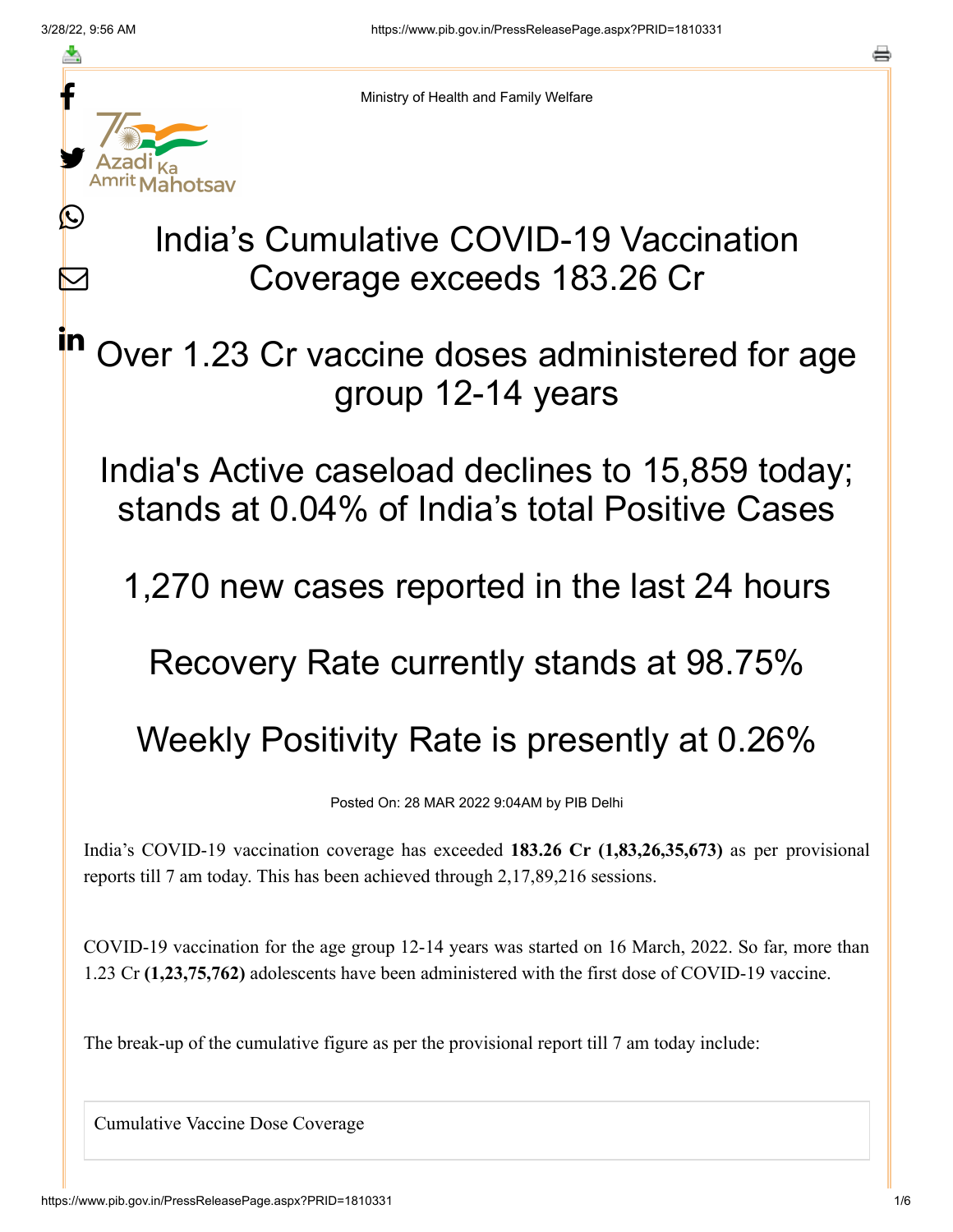Ministry of Health and Family Welfare

# India's Cumulative COVID-19 Vaccination Coverage exceeds 183.26 Cr

## Over 1.23 Cr vaccine doses administered for age group 12-14 years

## India's Active caseload declines to 15,859 today; stands at 0.04% of India's total Positive Cases

## 1,270 new cases reported in the last 24 hours

## Recovery Rate currently stands at 98.75%

## Weekly Positivity Rate is presently at 0.26%

Posted On: 28 MAR 2022 9:04AM by PIB Delhi

India's COVID-19 vaccination coverage has exceeded **183.26 Cr (1,83,26,35,673)** as per provisional reports till 7 am today. This has been achieved through 2,17,89,216 sessions.

COVID-19 vaccination for the age group 12-14 years was started on 16 March, 2022. So far, more than 1.23 Cr **(1,23,75,762)** adolescents have been administered with the first dose of COVID-19 vaccine.

The break-up of the cumulative figure as per the provisional report till 7 am today include:

| Cumulative Vaccine Dose Coverage |
| --- |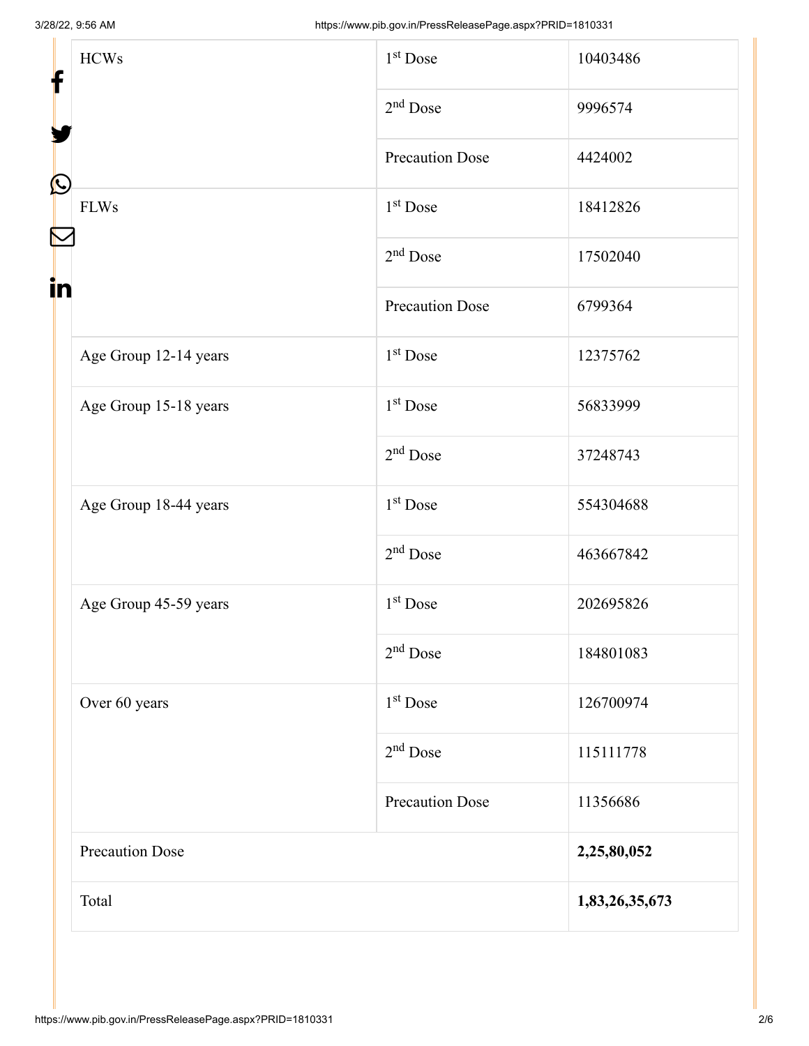| | | |
|---|---|---|
| HCWs | 1st Dose | 10403486 |
| | 2nd Dose | 9996574 |
| | Precaution Dose | 4424002 |
| FLWs | 1st Dose | 18412826 |
| | 2nd Dose | 17502040 |
| | Precaution Dose | 6799364 |
| Age Group 12-14 years | 1st Dose | 12375762 |
| Age Group 15-18 years | 1st Dose | 56833999 |
| | 2nd Dose | 37248743 |
| Age Group 18-44 years | 1st Dose | 554304688 |
| | 2nd Dose | 463667842 |
| Age Group 45-59 years | 1st Dose | 202695826 |
| | 2nd Dose | 184801083 |
| Over 60 years | 1st Dose | 126700974 |
| | 2nd Dose | 115111778 |
| | Precaution Dose | 11356686 |
| Precaution Dose | | **2,25,80,052** |
| Total | | **1,83,26,35,673** |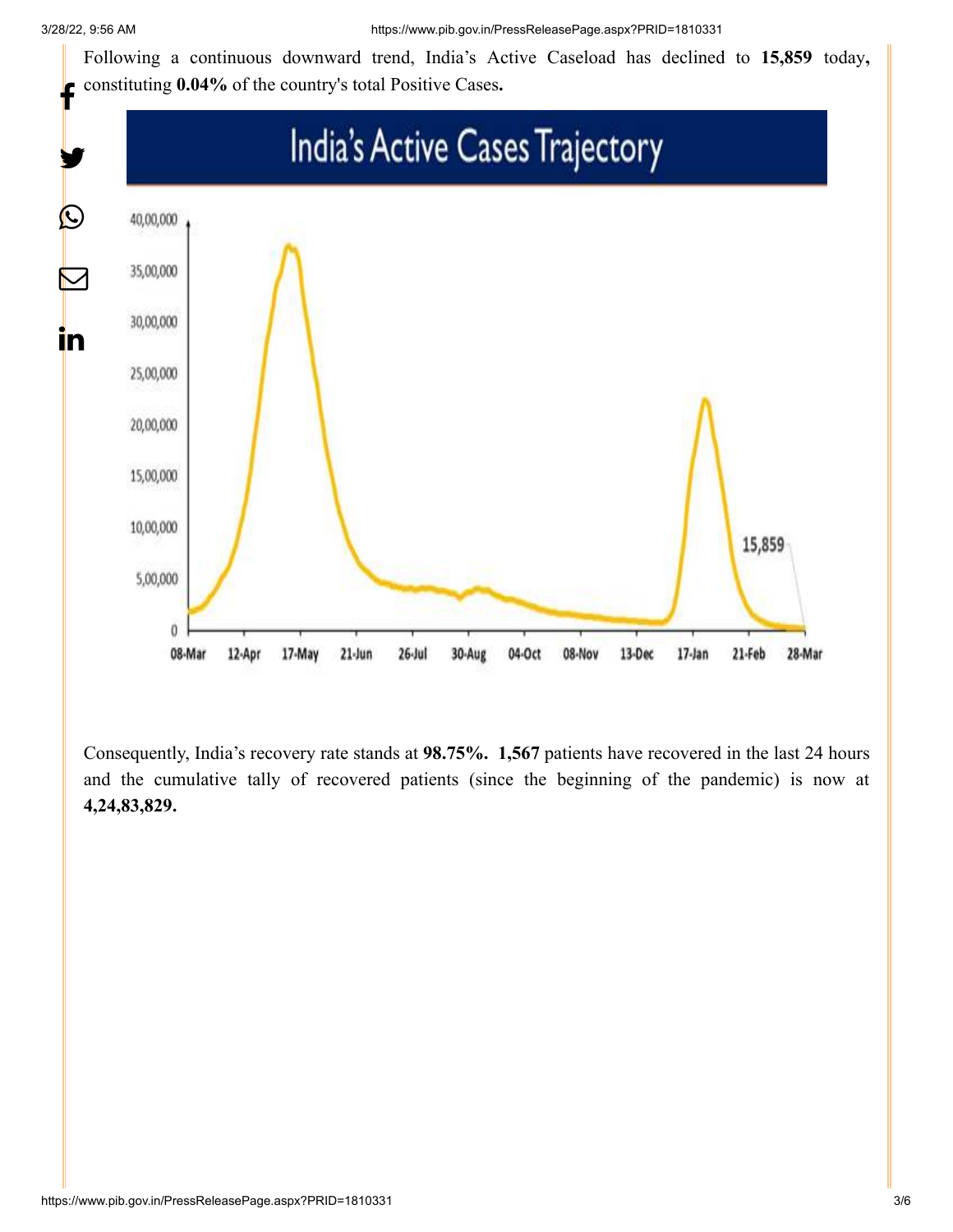Following a continuous downward trend, India's Active Caseload has declined to **15,859** today**,** constituting **0.04%** of the country's total Positive Cases**.**

Consequently, India's recovery rate stands at **98.75%. 1,567** patients have recovered in the last 24 hours and the cumulative tally of recovered patients (since the beginning of the pandemic) is now at **4,24,83,829.**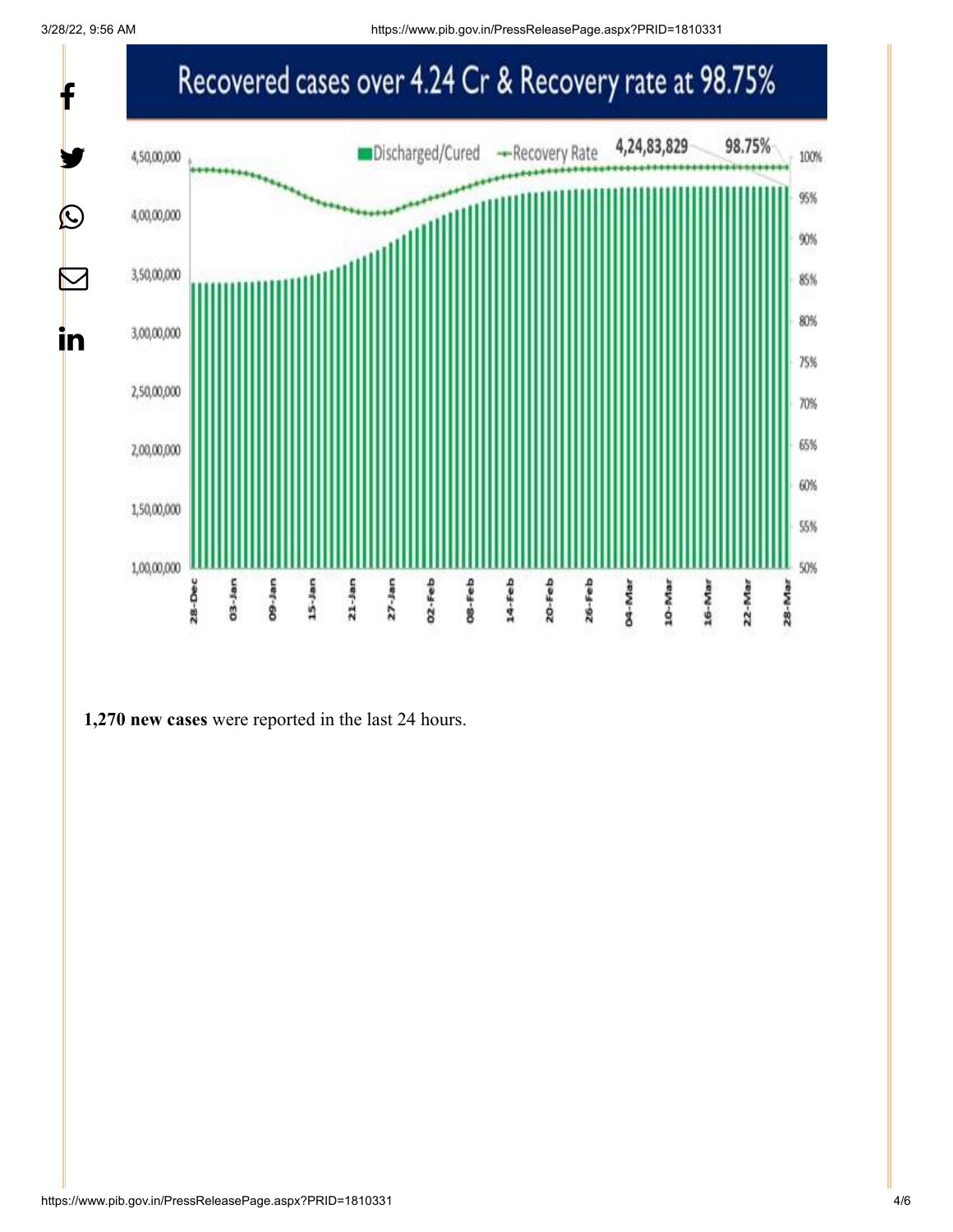## Recovered cases over 4.24 Cr & Recovery rate at 98.75%

**1,270 new cases** were reported in the last 24 hours.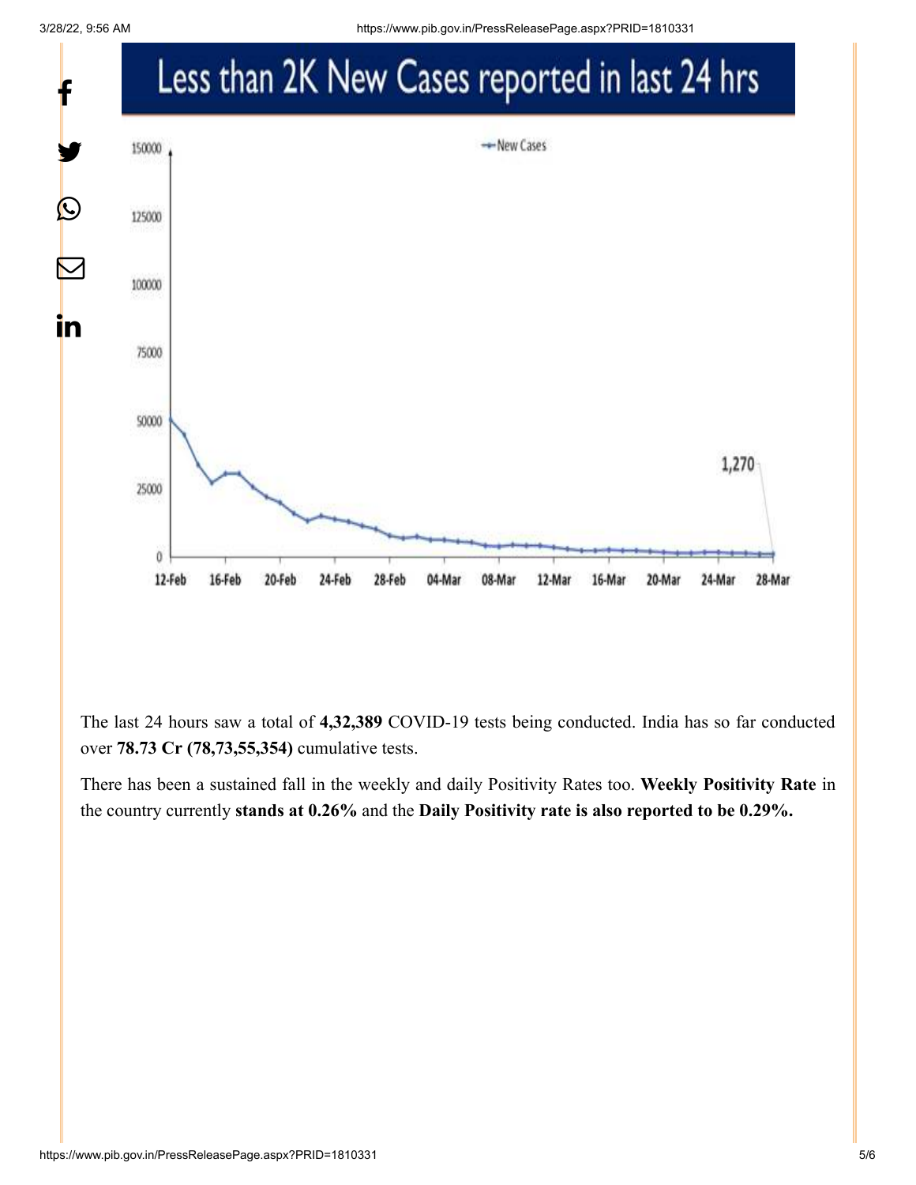Less than 2K New Cases reported in last 24 hrs

The last 24 hours saw a total of **4,32,389** COVID-19 tests being conducted. India has so far conducted over **78.73 Cr (78,73,55,354)** cumulative tests.

There has been a sustained fall in the weekly and daily Positivity Rates too. **Weekly Positivity Rate** in the country currently **stands at 0.26%** and the **Daily Positivity rate is also reported to be 0.29%.**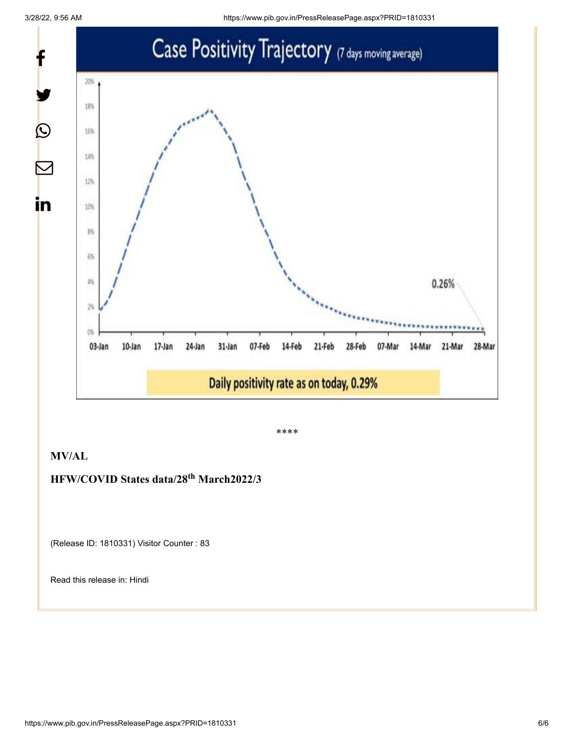Case Positivity Trajectory (7 days moving average)

20%
18%
16%
14%
12%
10%
8%
6%
4%
2%
0%

0.26%

03-Jan 10-Jan 17-Jan 24-Jan 31-Jan 07-Feb 14-Feb 21-Feb 28-Feb 07-Mar 14-Mar 21-Mar 28-Mar

Daily positivity rate as on today, 0.29%

****

**MV/AL**

**HFW/COVID States data/28th March2022/3**

(Release ID: 1810331) Visitor Counter : 83

Read this release in: Hindi